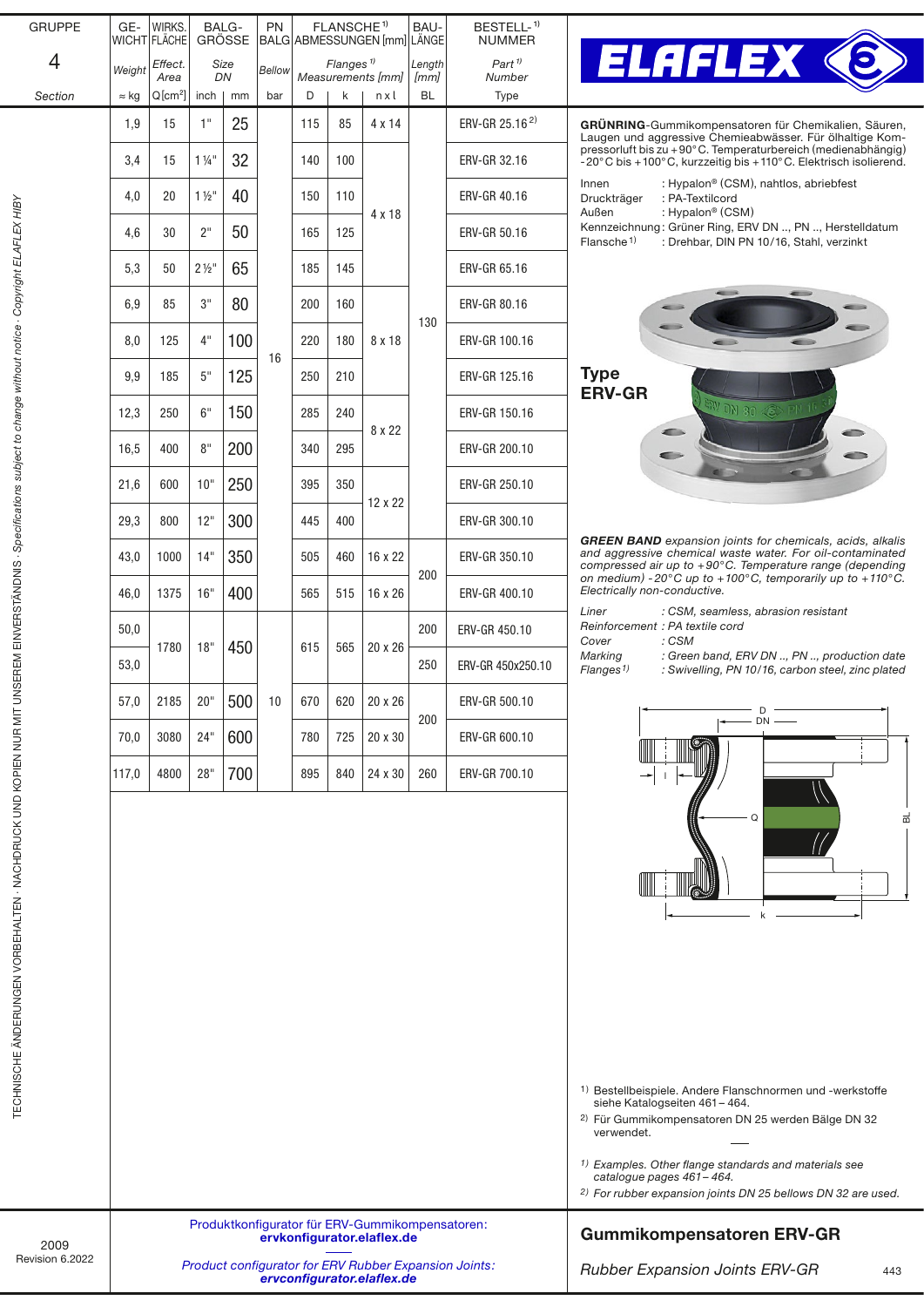| GRUPPE 4 Section | GE-WICHT Weight ≈ kg | WIRKS. FLÄCHE Effect. Area Q[cm²] | BALG-GRÖSSE Size DN inch | mm | PN BALG Bellow bar | FLANSCHE[1) ] ABMESSUNGEN [mm] Flanges[1)] Measurements [mm] D | k | n x l | BAU-LÄNGE Length [mm] BL | BESTELL-[1)] NUMMER Part[1)] Number Type |
|---|---|---|---|---|---|---|---|---|---|---|
| | 1,9 | 15 | 1" | 25 | 16 | 115 | 85 | 4 x 14 | 130 | ERV-GR 25.16[2)] |
| | 3,4 | 15 | 1 ¼" | 32 | 16 | 140 | 100 | 4 x 18 | 130 | ERV-GR 32.16 |
| | 4,0 | 20 | 1 ½" | 40 | 16 | 150 | 110 | 4 x 18 | 130 | ERV-GR 40.16 |
| | 4,6 | 30 | 2" | 50 | 16 | 165 | 125 | 4 x 18 | 130 | ERV-GR 50.16 |
| | 5,3 | 50 | 2 ½" | 65 | 16 | 185 | 145 | 4 x 18 | 130 | ERV-GR 65.16 |
| | 6,9 | 85 | 3" | 80 | 16 | 200 | 160 | 8 x 18 | 130 | ERV-GR 80.16 |
| | 8,0 | 125 | 4" | 100 | 16 | 220 | 180 | 8 x 18 | 130 | ERV-GR 100.16 |
| | 9,9 | 185 | 5" | 125 | 16 | 250 | 210 | 8 x 18 | 130 | ERV-GR 125.16 |
| | 12,3 | 250 | 6" | 150 | 16 | 285 | 240 | 8 x 22 | 130 | ERV-GR 150.16 |
| | 16,5 | 400 | 8" | 200 | 16 | 340 | 295 | 8 x 22 | 130 | ERV-GR 200.10 |
| | 21,6 | 600 | 10" | 250 | 16 | 395 | 350 | 12 x 22 | 130 | ERV-GR 250.10 |
| | 29,3 | 800 | 12" | 300 | 16 | 445 | 400 | 12 x 22 | 130 | ERV-GR 300.10 |
| | 43,0 | 1000 | 14" | 350 | 16 | 505 | 460 | 16 x 22 | 200 | ERV-GR 350.10 |
| | 46,0 | 1375 | 16" | 400 | 16 | 565 | 515 | 16 x 26 | 200 | ERV-GR 400.10 |
| | 50,0 | 1780 | 18" | 450 | 10 | 615 | 565 | 20 x 26 | 200 | ERV-GR 450.10 |
| | 53,0 | 1780 | 18" | 450 | 10 | 615 | 565 | 20 x 26 | 250 | ERV-GR 450x250.10 |
| | 57,0 | 2185 | 20" | 500 | 10 | 670 | 620 | 20 x 26 | 200 | ERV-GR 500.10 |
| | 70,0 | 3080 | 24" | 600 | 10 | 780 | 725 | 20 x 30 | 200 | ERV-GR 600.10 |
| | 117,0 | 4800 | 28" | 700 | 10 | 895 | 840 | 24 x 30 | 260 | ERV-GR 700.10 |

ELAFLEX

**GRÜNRING**-Gummikompensatoren für Chemikalien, Säuren, Laugen und aggressive Chemieabwässer. Für ölhaltige Kompressorluft bis zu +90°C. Temperaturbereich (medienabhängig) -20°C bis +100°C, kurzzeitig bis +110°C. Elektrisch isolierend.

Innen : Hypalon® (CSM), nahtlos, abriebfest
Druckträger : PA-Textilcord
Außen : Hypalon® (CSM)
Kennzeichnung : Grüner Ring, ERV DN .., PN .., Herstelldatum
Flansche[1)] : Drehbar, DIN PN 10/16, Stahl, verzinkt

**Type ERV-GR**

***GREEN BAND** expansion joints for chemicals, acids, alkalis and aggressive chemical waste water. For oil-contaminated compressed air up to +90°C. Temperature range (depending on medium) -20°C up to +100°C, temporarily up to +110°C. Electrically non-conductive.*

*Liner : CSM, seamless, abrasion resistant*
*Reinforcement : PA textile cord*
*Cover : CSM*
*Marking : Green band, ERV DN .., PN .., production date*
*Flanges[1)] : Swivelling, PN 10/16, carbon steel, zinc plated*

[1)] Bestellbeispiele. Andere Flanschnormen und -werkstoffe siehe Katalogseiten 461 – 464.
[2)] Für Gummikompensatoren DN 25 werden Bälge DN 32 verwendet.

*[1)] Examples. Other flange standards and materials see catalogue pages 461 – 464.*
*[2)] For rubber expansion joints DN 25 bellows DN 32 are used.*

Produktkonfigurator für ERV-Gummikompensatoren:
**ervkonfigurator.elaflex.de**

*Product configurator for ERV Rubber Expansion Joints:*
***ervconfigurator.elaflex.de***

## Gummikompensatoren ERV-GR

*Rubber Expansion Joints ERV-GR*

2009
Revision 6.2022

TECHNISCHE ÄNDERUNGEN VORBEHALTEN · NACHDRUCK UND KOPIEN NUR MIT UNSEREM EINVERSTÄNDNIS · Specifications subject to change without notice · Copyright ELAFLEX HIBY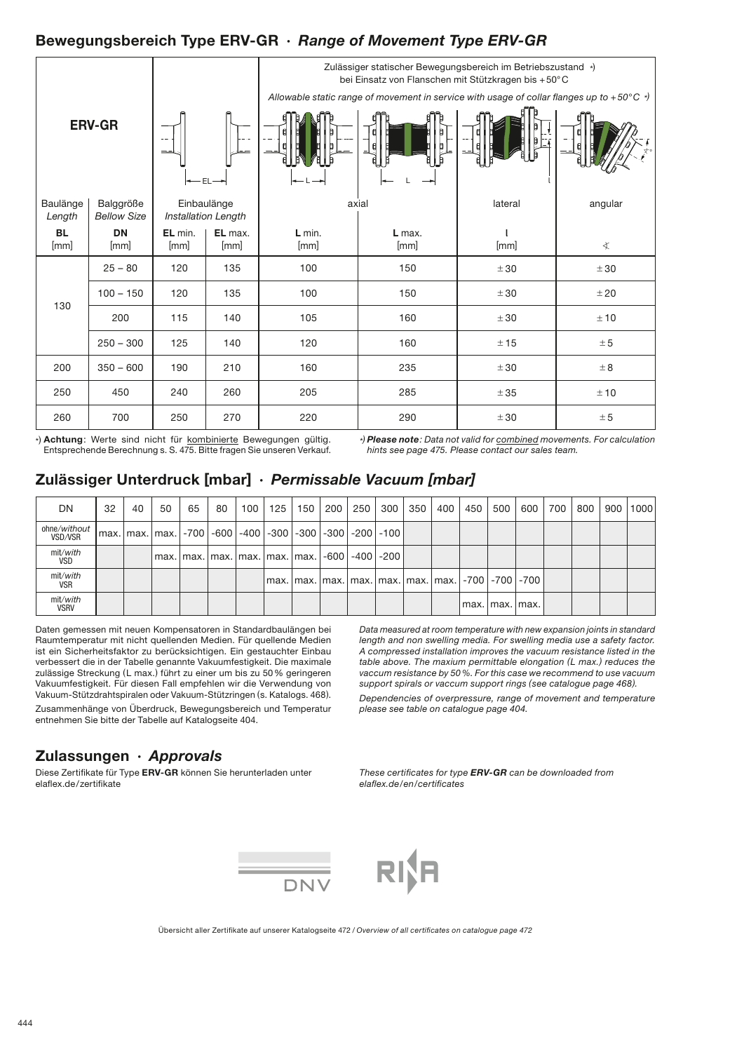## Bewegungsbereich Type ERV-GR · *Range of Movement Type ERV-GR*

| ERV-GR | | Einbaulänge *Installation Length* | | Zulässiger statischer Bewegungsbereich im Betriebszustand *) bei Einsatz von Flanschen mit Stützkragen bis +50°C *Allowable static range of movement in service with usage of collar flanges up to +50°C *)* | | | |
|---|---|---|---|---|---|---|---|
| Baulänge *Length* | Balggröße *Bellow Size* | | | axial | | lateral | angular |
| **BL** [mm] | **DN** [mm] | **EL** min. [mm] | **EL** max. [mm] | **L** min. [mm] | **L** max. [mm] | **l** [mm] | ∢ |
| 130 | 25 – 80 | 120 | 135 | 100 | 150 | ±30 | ±30 |
| | 100 – 150 | 120 | 135 | 100 | 150 | ±30 | ±20 |
| | 200 | 115 | 140 | 105 | 160 | ±30 | ±10 |
| | 250 – 300 | 125 | 140 | 120 | 160 | ±15 | ±5 |
| 200 | 350 – 600 | 190 | 210 | 160 | 235 | ±30 | ±8 |
| 250 | 450 | 240 | 260 | 205 | 285 | ±35 | ±10 |
| 260 | 700 | 250 | 270 | 220 | 290 | ±30 | ±5 |

*) **Achtung**: Werte sind nicht für kombinierte Bewegungen gültig. Entsprechende Berechnung s. S. 475. Bitte fragen Sie unseren Verkauf.

*) ***Please note**: Data not valid for combined movements. For calculation hints see page 475. Please contact our sales team.*

## Zulässiger Unterdruck [mbar] · *Permissable Vacuum [mbar]*

| DN | 32 | 40 | 50 | 65 | 80 | 100 | 125 | 150 | 200 | 250 | 300 | 350 | 400 | 450 | 500 | 600 | 700 | 800 | 900 | 1000 |
|---|---|---|---|---|---|---|---|---|---|---|---|---|---|---|---|---|---|---|---|---|
| ohne/*without* VSD/VSR | max. | max. | max. | -700 | -600 | -400 | -300 | -300 | -300 | -200 | -100 | | | | | | | | | |
| mit/*with* VSD | | | max. | max. | max. | max. | max. | max. | -600 | -400 | -200 | | | | | | | | | |
| mit/*with* VSR | | | | | | | max. | max. | max. | max. | max. | max. | max. | -700 | -700 | -700 | | | | |
| mit/*with* VSRV | | | | | | | | | | | | | | max. | max. | max. | | | | |

Daten gemessen mit neuen Kompensatoren in Standardbaulängen bei Raumtemperatur mit nicht quellenden Medien. Für quellende Medien ist ein Sicherheitsfaktor zu berücksichtigen. Ein gestauchter Einbau verbessert die in der Tabelle genannte Vakuumfestigkeit. Die maximale zulässige Streckung (L max.) führt zu einer um bis zu 50% geringeren Vakuumfestigkeit. Für diesen Fall empfehlen wir die Verwendung von Vakuum-Stützdrahtspiralen oder Vakuum-Stützringen (s. Katalogs. 468).

Zusammenhänge von Überdruck, Bewegungsbereich und Temperatur entnehmen Sie bitte der Tabelle auf Katalogseite 404.

*Data measured at room temperature with new expansion joints in standard length and non swelling media. For swelling media use a safety factor. A compressed installation improves the vacuum resistance listed in the table above. The maxium permittable elongation (L max.) reduces the vaccum resistance by 50%. For this case we recommend to use vacuum support spirals or vaccum support rings (see catalogue page 468).*

*Dependencies of overpressure, range of movement and temperature please see table on catalogue page 404.*

## Zulassungen · *Approvals*

Diese Zertifikate für Type **ERV-GR** können Sie herunterladen unter elaflex.de/zertifikate

*These certificates for type **ERV-GR** can be downloaded from elaflex.de/en/certificates*

DNV

RINA

Übersicht aller Zertifikate auf unserer Katalogseite 472 / *Overview of all certificates on catalogue page 472*